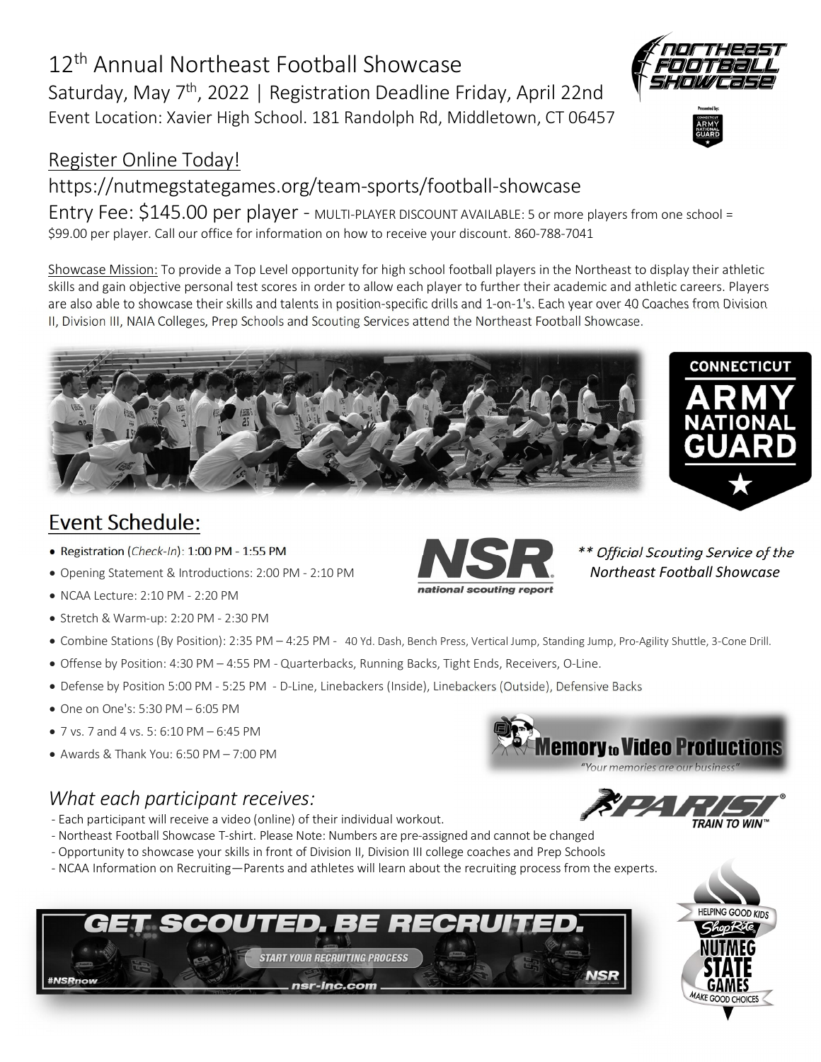# 12th Annual Northeast Football Showcase

Saturday, May 7th, 2022 | Registration Deadline Friday, April 22nd

Event Location: Xavier High School. 181 Randolph Rd, Middletown, CT 06457

## Register Online Today!

https://nutmegstategames.org/team-sports/football-showcase

Entry Fee: $145.00 per player - MULTI-PLAYER DISCOUNT AVAILABLE: 5 or more players from one school = $99.00 per player. Call our office for information on how to receive your discount. 860-788-7041

Showcase Mission: To provide a Top Level opportunity for high school football players in the Northeast to display their athletic skills and gain objective personal test scores in order to allow each player to further their academic and athletic careers. Players are also able to showcase their skills and talents in position-specific drills and 1-on-1's. Each year over 40 Coaches from Division II, Division III, NAIA Colleges, Prep Schools and Scouting Services attend the Northeast Football Showcase.

## Event Schedule:

*** Official Scouting Service of the Northeast Football Showcase*

- Registration (*Check-In*): 1:00 PM - 1:55 PM
- Opening Statement & Introductions: 2:00 PM - 2:10 PM
- NCAA Lecture: 2:10 PM - 2:20 PM
- Stretch & Warm-up: 2:20 PM - 2:30 PM
- Combine Stations (By Position): 2:35 PM – 4:25 PM - 40 Yd. Dash, Bench Press, Vertical Jump, Standing Jump, Pro-Agility Shuttle, 3-Cone Drill.
- Offense by Position: 4:30 PM – 4:55 PM - Quarterbacks, Running Backs, Tight Ends, Receivers, O-Line.
- Defense by Position 5:00 PM - 5:25 PM - D-Line, Linebackers (Inside), Linebackers (Outside), Defensive Backs
- One on One's: 5:30 PM – 6:05 PM
- 7 vs. 7 and 4 vs. 5: 6:10 PM – 6:45 PM
- Awards & Thank You: 6:50 PM – 7:00 PM

### *What each participant receives:*

- Each participant will receive a video (online) of their individual workout.
- Northeast Football Showcase T-shirt. Please Note: Numbers are pre-assigned and cannot be changed
- Opportunity to showcase your skills in front of Division II, Division III college coaches and Prep Schools
- NCAA Information on Recruiting—Parents and athletes will learn about the recruiting process from the experts.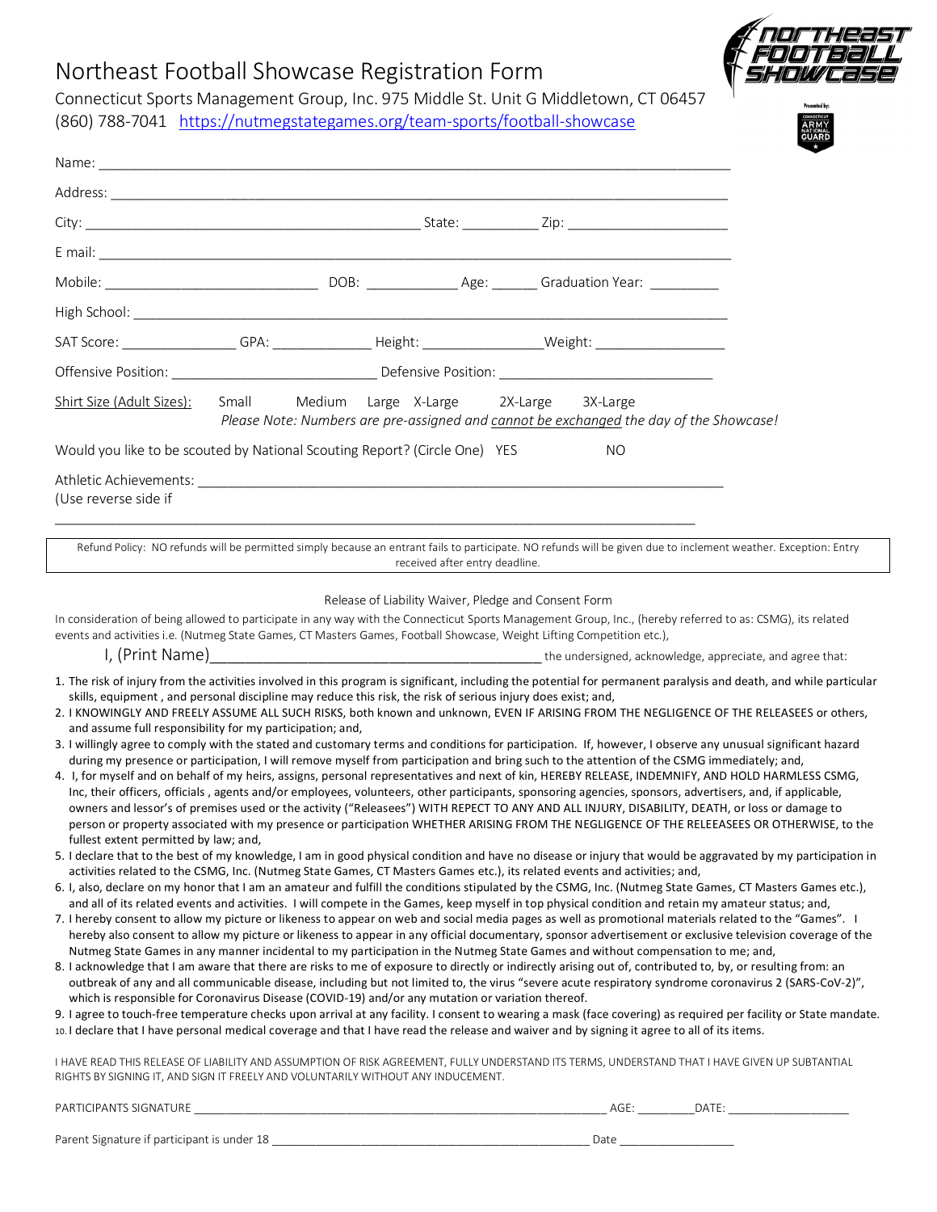# Northeast Football Showcase Registration Form

Connecticut Sports Management Group, Inc. 975 Middle St. Unit G Middletown, CT 06457
(860) 788-7041 https://nutmegstategames.org/team-sports/football-showcase

NORTHEAST FOOTBALL SHOWCASE

Presented by: CONNECTICUT ARMY NATIONAL GUARD

Name: ______________________________________________________________________________

Address: ____________________________________________________________________________

City: ________________________________________ State: __________ Zip: ____________________

E mail: ______________________________________________________________________________

Mobile: ___________________________ DOB: ____________ Age: ______ Graduation Year: _________

High School: _________________________________________________________________________

SAT Score: _______________ GPA: _____________ Height: ________________Weight: _________________

Offensive Position: __________________________ Defensive Position: ____________________________

Shirt Size (Adult Sizes): Small Medium Large X-Large 2X-Large 3X-Large
*Please Note: Numbers are pre-assigned and cannot be exchanged the day of the Showcase!*

Would you like to be scouted by National Scouting Report? (Circle One) YES NO

Athletic Achievements: ________________________________________________________________
(Use reverse side if

________________________________________________________________________________

Refund Policy: NO refunds will be permitted simply because an entrant fails to participate. NO refunds will be given due to inclement weather. Exception: Entry received after entry deadline.

## Release of Liability Waiver, Pledge and Consent Form

In consideration of being allowed to participate in any way with the Connecticut Sports Management Group, Inc., (hereby referred to as: CSMG), its related events and activities i.e. (Nutmeg State Games, CT Masters Games, Football Showcase, Weight Lifting Competition etc.),

I, (Print Name)_________________________________________ the undersigned, acknowledge, appreciate, and agree that:

1. The risk of injury from the activities involved in this program is significant, including the potential for permanent paralysis and death, and while particular skills, equipment , and personal discipline may reduce this risk, the risk of serious injury does exist; and,
2. I KNOWINGLY AND FREELY ASSUME ALL SUCH RISKS, both known and unknown, EVEN IF ARISING FROM THE NEGLIGENCE OF THE RELEASEES or others, and assume full responsibility for my participation; and,
3. I willingly agree to comply with the stated and customary terms and conditions for participation. If, however, I observe any unusual significant hazard during my presence or participation, I will remove myself from participation and bring such to the attention of the CSMG immediately; and,
4. I, for myself and on behalf of my heirs, assigns, personal representatives and next of kin, HEREBY RELEASE, INDEMNIFY, AND HOLD HARMLESS CSMG, Inc, their officers, officials , agents and/or employees, volunteers, other participants, sponsoring agencies, sponsors, advertisers, and, if applicable, owners and lessor's of premises used or the activity ("Releasees") WITH REPECT TO ANY AND ALL INJURY, DISABILITY, DEATH, or loss or damage to person or property associated with my presence or participation WHETHER ARISING FROM THE NEGLIGENCE OF THE RELEEASEES OR OTHERWISE, to the fullest extent permitted by law; and,
5. I declare that to the best of my knowledge, I am in good physical condition and have no disease or injury that would be aggravated by my participation in activities related to the CSMG, Inc. (Nutmeg State Games, CT Masters Games etc.), its related events and activities; and,
6. I, also, declare on my honor that I am an amateur and fulfill the conditions stipulated by the CSMG, Inc. (Nutmeg State Games, CT Masters Games etc.), and all of its related events and activities. I will compete in the Games, keep myself in top physical condition and retain my amateur status; and,
7. I hereby consent to allow my picture or likeness to appear on web and social media pages as well as promotional materials related to the "Games". I hereby also consent to allow my picture or likeness to appear in any official documentary, sponsor advertisement or exclusive television coverage of the Nutmeg State Games in any manner incidental to my participation in the Nutmeg State Games and without compensation to me; and,
8. I acknowledge that I am aware that there are risks to me of exposure to directly or indirectly arising out of, contributed to, by, or resulting from: an outbreak of any and all communicable disease, including but not limited to, the virus "severe acute respiratory syndrome coronavirus 2 (SARS-CoV-2)", which is responsible for Coronavirus Disease (COVID-19) and/or any mutation or variation thereof.
9. I agree to touch-free temperature checks upon arrival at any facility. I consent to wearing a mask (face covering) as required per facility or State mandate.
10. I declare that I have personal medical coverage and that I have read the release and waiver and by signing it agree to all of its items.

I HAVE READ THIS RELEASE OF LIABILITY AND ASSUMPTION OF RISK AGREEMENT, FULLY UNDERSTAND ITS TERMS, UNDERSTAND THAT I HAVE GIVEN UP SUBTANTIAL RIGHTS BY SIGNING IT, AND SIGN IT FREELY AND VOLUNTARILY WITHOUT ANY INDUCEMENT.

PARTICIPANTS SIGNATURE _______________________________________________________ AGE: _________DATE: __________________

Parent Signature if participant is under 18 _______________________________________________ Date _________________